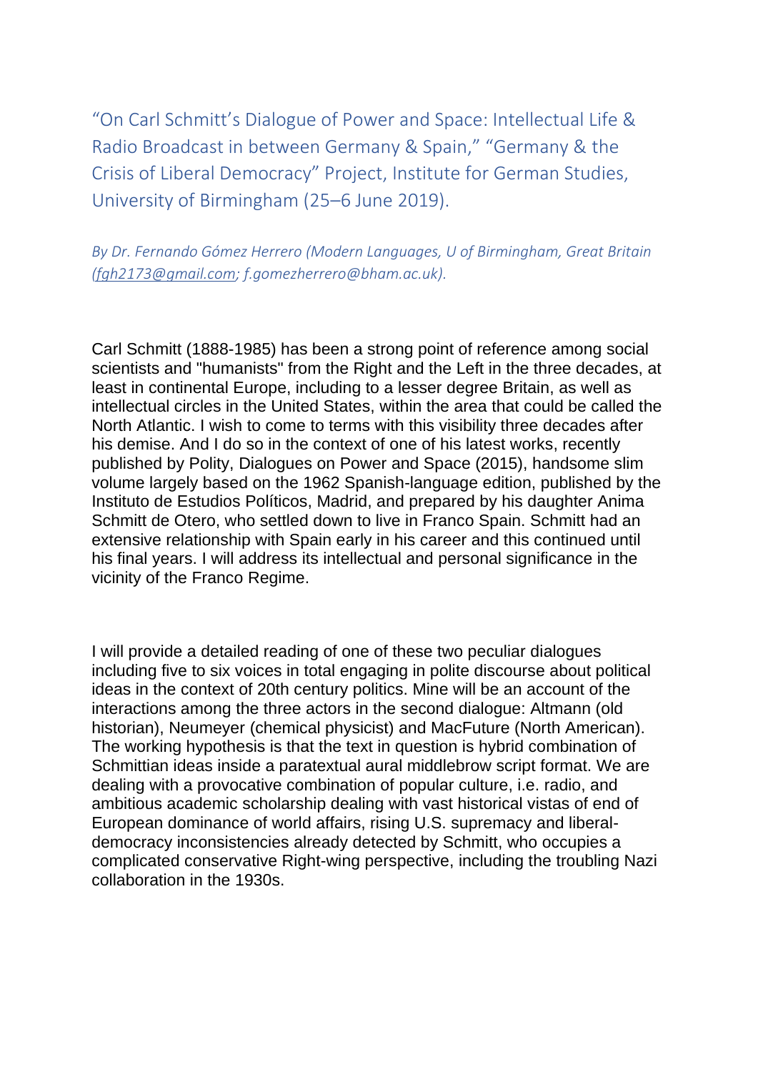# "On Carl Schmitt's Dialogue of Power and Space: Intellectual Life & Radio Broadcast in between Germany & Spain," "Germany & the Crisis of Liberal Democracy" Project, Institute for German Studies, University of Birmingham (25–6 June 2019).

*By Dr. Fernando Gómez Herrero (Modern Languages, U of Birmingham, Great Britain (fgh2173@gmail.com; f.gomezherrero@bham.ac.uk).*

Carl Schmitt (1888-1985) has been a strong point of reference among social scientists and "humanists" from the Right and the Left in the three decades, at least in continental Europe, including to a lesser degree Britain, as well as intellectual circles in the United States, within the area that could be called the North Atlantic. I wish to come to terms with this visibility three decades after his demise. And I do so in the context of one of his latest works, recently published by Polity, Dialogues on Power and Space (2015), handsome slim volume largely based on the 1962 Spanish-language edition, published by the Instituto de Estudios Políticos, Madrid, and prepared by his daughter Anima Schmitt de Otero, who settled down to live in Franco Spain. Schmitt had an extensive relationship with Spain early in his career and this continued until his final years. I will address its intellectual and personal significance in the vicinity of the Franco Regime.

I will provide a detailed reading of one of these two peculiar dialogues including five to six voices in total engaging in polite discourse about political ideas in the context of 20th century politics. Mine will be an account of the interactions among the three actors in the second dialogue: Altmann (old historian), Neumeyer (chemical physicist) and MacFuture (North American). The working hypothesis is that the text in question is hybrid combination of Schmittian ideas inside a paratextual aural middlebrow script format. We are dealing with a provocative combination of popular culture, i.e. radio, and ambitious academic scholarship dealing with vast historical vistas of end of European dominance of world affairs, rising U.S. supremacy and liberal-democracy inconsistencies already detected by Schmitt, who occupies a complicated conservative Right-wing perspective, including the troubling Nazi collaboration in the 1930s.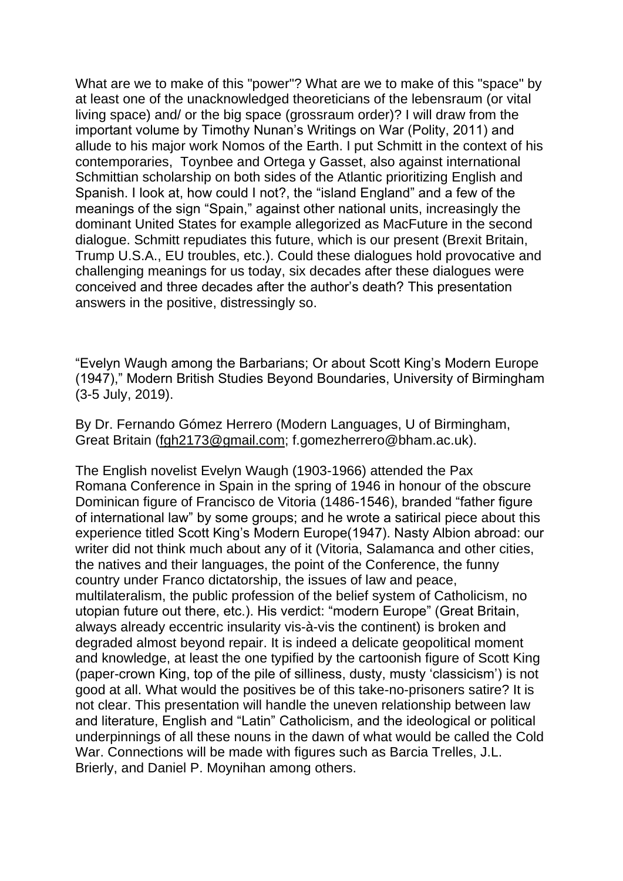What are we to make of this "power"? What are we to make of this "space" by at least one of the unacknowledged theoreticians of the lebensraum (or vital living space) and/ or the big space (grossraum order)? I will draw from the important volume by Timothy Nunan's Writings on War (Polity, 2011) and allude to his major work Nomos of the Earth. I put Schmitt in the context of his contemporaries, Toynbee and Ortega y Gasset, also against international Schmittian scholarship on both sides of the Atlantic prioritizing English and Spanish. I look at, how could I not?, the "island England" and a few of the meanings of the sign "Spain," against other national units, increasingly the dominant United States for example allegorized as MacFuture in the second dialogue. Schmitt repudiates this future, which is our present (Brexit Britain, Trump U.S.A., EU troubles, etc.). Could these dialogues hold provocative and challenging meanings for us today, six decades after these dialogues were conceived and three decades after the author's death? This presentation answers in the positive, distressingly so.

"Evelyn Waugh among the Barbarians; Or about Scott King's Modern Europe (1947)," Modern British Studies Beyond Boundaries, University of Birmingham (3-5 July, 2019).

By Dr. Fernando Gómez Herrero (Modern Languages, U of Birmingham, Great Britain (fgh2173@gmail.com; f.gomezherrero@bham.ac.uk).

The English novelist Evelyn Waugh (1903-1966) attended the Pax Romana Conference in Spain in the spring of 1946 in honour of the obscure Dominican figure of Francisco de Vitoria (1486-1546), branded "father figure of international law" by some groups; and he wrote a satirical piece about this experience titled Scott King's Modern Europe(1947). Nasty Albion abroad: our writer did not think much about any of it (Vitoria, Salamanca and other cities, the natives and their languages, the point of the Conference, the funny country under Franco dictatorship, the issues of law and peace, multilateralism, the public profession of the belief system of Catholicism, no utopian future out there, etc.). His verdict: "modern Europe" (Great Britain, always already eccentric insularity vis-à-vis the continent) is broken and degraded almost beyond repair. It is indeed a delicate geopolitical moment and knowledge, at least the one typified by the cartoonish figure of Scott King (paper-crown King, top of the pile of silliness, dusty, musty 'classicism') is not good at all. What would the positives be of this take-no-prisoners satire? It is not clear. This presentation will handle the uneven relationship between law and literature, English and "Latin" Catholicism, and the ideological or political underpinnings of all these nouns in the dawn of what would be called the Cold War. Connections will be made with figures such as Barcia Trelles, J.L. Brierly, and Daniel P. Moynihan among others.